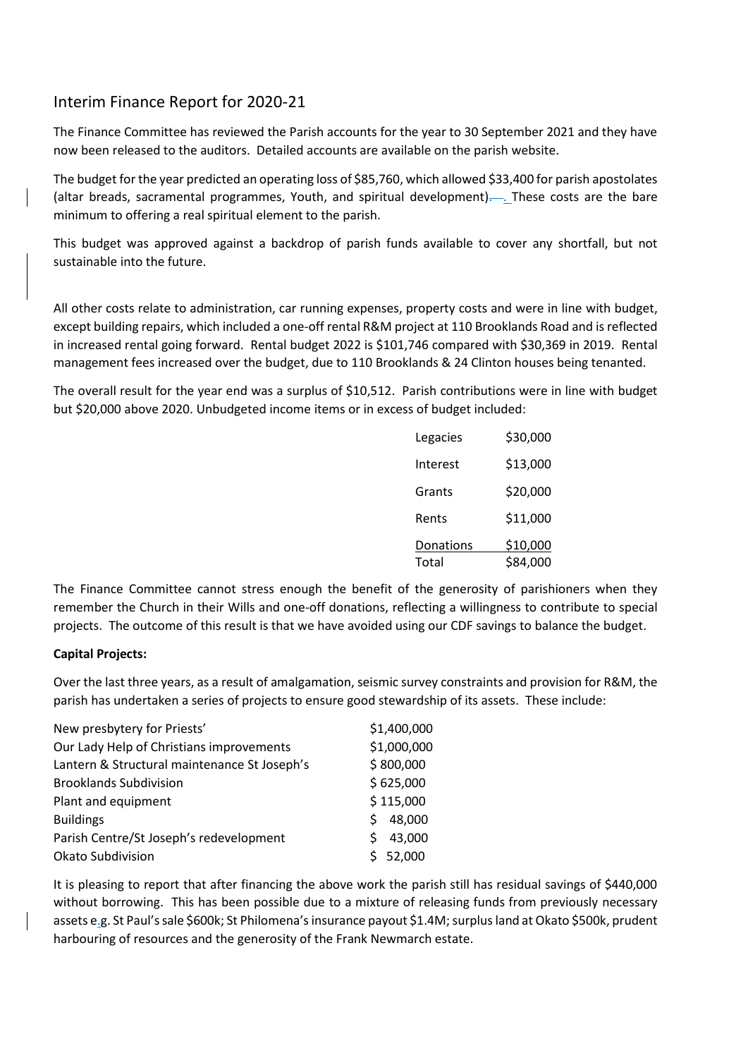## Interim Finance Report for 2020-21

The Finance Committee has reviewed the Parish accounts for the year to 30 September 2021 and they have now been released to the auditors. Detailed accounts are available on the parish website.

The budget for the year predicted an operating loss of $85,760, which allowed $33,400 for parish apostolates (altar breads, sacramental programmes, Youth, and spiritual development). These costs are the bare minimum to offering a real spiritual element to the parish.

This budget was approved against a backdrop of parish funds available to cover any shortfall, but not sustainable into the future.

All other costs relate to administration, car running expenses, property costs and were in line with budget, except building repairs, which included a one-off rental R&M project at 110 Brooklands Road and is reflected in increased rental going forward. Rental budget 2022 is $101,746 compared with $30,369 in 2019. Rental management fees increased over the budget, due to 110 Brooklands & 24 Clinton houses being tenanted.

The overall result for the year end was a surplus of $10,512. Parish contributions were in line with budget but $20,000 above 2020. Unbudgeted income items or in excess of budget included:

| Item | Amount |
|---|---|
| Legacies | $30,000 |
| Interest | $13,000 |
| Grants | $20,000 |
| Rents | $11,000 |
| Donations | $10,000 |
| Total | $84,000 |

The Finance Committee cannot stress enough the benefit of the generosity of parishioners when they remember the Church in their Wills and one-off donations, reflecting a willingness to contribute to special projects. The outcome of this result is that we have avoided using our CDF savings to balance the budget.

**Capital Projects:**

Over the last three years, as a result of amalgamation, seismic survey constraints and provision for R&M, the parish has undertaken a series of projects to ensure good stewardship of its assets. These include:

| Project | Amount |
|---|---|
| New presbytery for Priests' | $1,400,000 |
| Our Lady Help of Christians improvements | $1,000,000 |
| Lantern & Structural maintenance St Joseph's | $ 800,000 |
| Brooklands Subdivision | $ 625,000 |
| Plant and equipment | $ 115,000 |
| Buildings | $ 48,000 |
| Parish Centre/St Joseph's redevelopment | $ 43,000 |
| Okato Subdivision | $ 52,000 |

It is pleasing to report that after financing the above work the parish still has residual savings of $440,000 without borrowing. This has been possible due to a mixture of releasing funds from previously necessary assets e.g. St Paul's sale $600k; St Philomena's insurance payout $1.4M; surplus land at Okato $500k, prudent harbouring of resources and the generosity of the Frank Newmarch estate.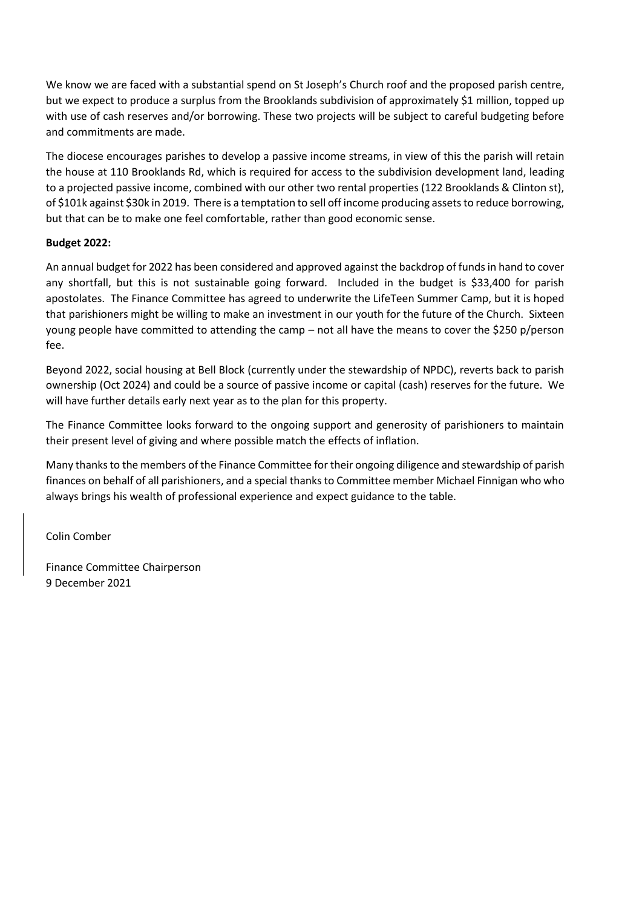We know we are faced with a substantial spend on St Joseph's Church roof and the proposed parish centre, but we expect to produce a surplus from the Brooklands subdivision of approximately $1 million, topped up with use of cash reserves and/or borrowing. These two projects will be subject to careful budgeting before and commitments are made.

The diocese encourages parishes to develop a passive income streams, in view of this the parish will retain the house at 110 Brooklands Rd, which is required for access to the subdivision development land, leading to a projected passive income, combined with our other two rental properties (122 Brooklands & Clinton st), of $101k against $30k in 2019. There is a temptation to sell off income producing assets to reduce borrowing, but that can be to make one feel comfortable, rather than good economic sense.

**Budget 2022:**

An annual budget for 2022 has been considered and approved against the backdrop of funds in hand to cover any shortfall, but this is not sustainable going forward. Included in the budget is $33,400 for parish apostolates. The Finance Committee has agreed to underwrite the LifeTeen Summer Camp, but it is hoped that parishioners might be willing to make an investment in our youth for the future of the Church. Sixteen young people have committed to attending the camp – not all have the means to cover the $250 p/person fee.

Beyond 2022, social housing at Bell Block (currently under the stewardship of NPDC), reverts back to parish ownership (Oct 2024) and could be a source of passive income or capital (cash) reserves for the future. We will have further details early next year as to the plan for this property.

The Finance Committee looks forward to the ongoing support and generosity of parishioners to maintain their present level of giving and where possible match the effects of inflation.

Many thanks to the members of the Finance Committee for their ongoing diligence and stewardship of parish finances on behalf of all parishioners, and a special thanks to Committee member Michael Finnigan who who always brings his wealth of professional experience and expect guidance to the table.

Colin Comber

Finance Committee Chairperson
9 December 2021